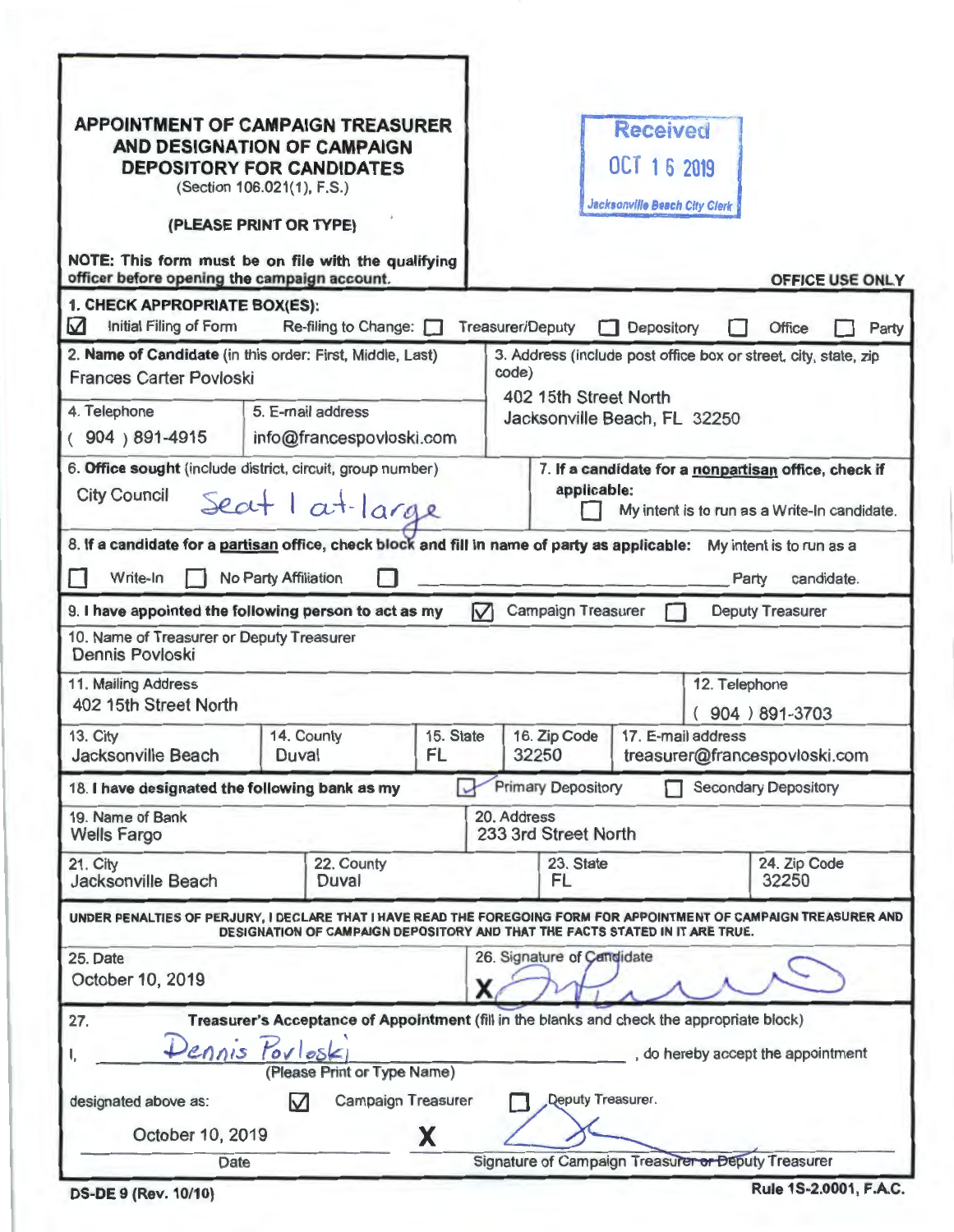# APPOINTMENT OF CAMPAIGN TREASURER AND DESIGNATION OF CAMPAIGN DEPOSITORY FOR CANDIDATES

(Section 106.021(1), F.S.)

**(PLEASE PRINT OR TYPE)**

**NOTE: This form must be on file with the qualifying officer before opening the campaign account.**

Received
OCT 16 2019
Jacksonville Beach City Clerk

**OFFICE USE ONLY**

**1. CHECK APPROPRIATE BOX(ES):**

☑ Initial Filing of Form Re-filing to Change: ☐ Treasurer/Deputy ☐ Depository ☐ Office ☐ Party

| | |
|---|---|
| 2. **Name of Candidate** (in this order: First, Middle, Last)<br>Frances Carter Povloski | 3. Address (include post office box or street, city, state, zip code)<br>402 15th Street North<br>Jacksonville Beach, FL 32250 |
| 4. Telephone<br>( 904 ) 891-4915 | 5. E-mail address<br>info@francespovloski.com |

6. **Office sought** (include district, circuit, group number)
City Council Seat 1 at-large

7. **If a candidate for a nonpartisan office, check if applicable:**
☐ My intent is to run as a Write-In candidate.

8. **If a candidate for a partisan office, check block and fill in name of party as applicable:** My intent is to run as a
☐ Write-In ☐ No Party Affiliation ☐ ______________ Party candidate.

9. **I have appointed the following person to act as my** ☑ Campaign Treasurer ☐ Deputy Treasurer

10. Name of Treasurer or Deputy Treasurer
Dennis Povloski

| 11. Mailing Address | | | | 12. Telephone |
|---|---|---|---|---|
| 402 15th Street North | | | | ( 904 ) 891-3703 |
| 13. City | 14. County | 15. State | 16. Zip Code | 17. E-mail address |
| Jacksonville Beach | Duval | FL | 32250 | treasurer@francespovloski.com |

18. **I have designated the following bank as my** ☑ Primary Depository ☐ Secondary Depository

| 19. Name of Bank | | 20. Address | |
|---|---|---|---|
| Wells Fargo | | 233 3rd Street North | |
| 21. City | 22. County | 23. State | 24. Zip Code |
| Jacksonville Beach | Duval | FL | 32250 |

**UNDER PENALTIES OF PERJURY, I DECLARE THAT I HAVE READ THE FOREGOING FORM FOR APPOINTMENT OF CAMPAIGN TREASURER AND DESIGNATION OF CAMPAIGN DEPOSITORY AND THAT THE FACTS STATED IN IT ARE TRUE.**

25. Date
October 10, 2019

26. Signature of Candidate
X [signature]

27. **Treasurer's Acceptance of Appointment** (fill in the blanks and check the appropriate block)

I, Dennis Povloski, do hereby accept the appointment
(Please Print or Type Name)

designated above as: ☑ Campaign Treasurer ☐ Deputy Treasurer.

October 10, 2019 X [signature]
Date Signature of Campaign Treasurer or Deputy Treasurer

DS-DE 9 (Rev. 10/10) Rule 1S-2.0001, F.A.C.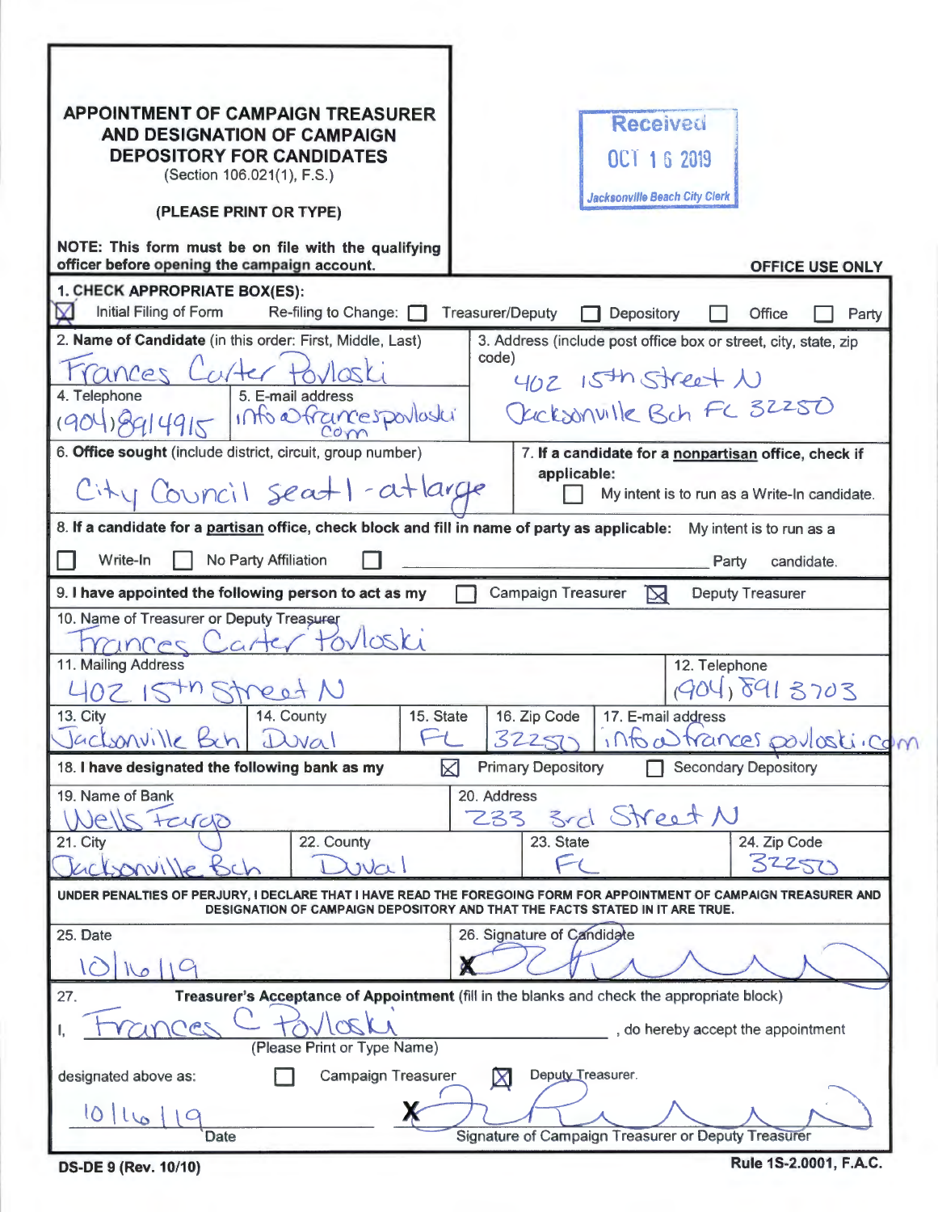# APPOINTMENT OF CAMPAIGN TREASURER AND DESIGNATION OF CAMPAIGN DEPOSITORY FOR CANDIDATES

(Section 106.021(1), F.S.)

**(PLEASE PRINT OR TYPE)**

**NOTE: This form must be on file with the qualifying officer before opening the campaign account.**

Received
OCT 16 2019
Jacksonville Beach City Clerk

**OFFICE USE ONLY**

**1. CHECK APPROPRIATE BOX(ES):**

☒ Initial Filing of Form  Re-filing to Change: ☐ Treasurer/Deputy ☐ Depository ☐ Office ☐ Party

| Field | Entry |
|---|---|
| 2. **Name of Candidate** (in this order: First, Middle, Last) | Frances Carter Povloski |
| 3. Address (include post office box or street, city, state, zip code) | 402 15th Street N, Jacksonville Bch FL 32250 |
| 4. Telephone | (904) 8914915 |
| 5. E-mail address | info@francespovloski.com |
| 6. **Office sought** (include district, circuit, group number) | City Council seat 1 - at large |

**7. If a candidate for a nonpartisan office, check if applicable:**
☐ My intent is to run as a Write-In candidate.

**8. If a candidate for a partisan office, check block and fill in name of party as applicable:** My intent is to run as a

☐ Write-In ☐ No Party Affiliation ☐ ______________ Party candidate.

**9. I have appointed the following person to act as my** ☐ Campaign Treasurer ☒ Deputy Treasurer

| Field | Entry |
|---|---|
| 10. Name of Treasurer or Deputy Treasurer | Frances Carter Povloski |
| 11. Mailing Address | 402 15th Street N |
| 12. Telephone | (904) 891 3703 |
| 13. City | Jacksonville Bch |
| 14. County | Duval |
| 15. State | FL |
| 16. Zip Code | 32250 |
| 17. E-mail address | info@francespovloski.com |

**18. I have designated the following bank as my** ☒ Primary Depository ☐ Secondary Depository

| Field | Entry |
|---|---|
| 19. Name of Bank | Wells Fargo |
| 20. Address | 233 3rd Street N |
| 21. City | Jacksonville Bch |
| 22. County | Duval |
| 23. State | FL |
| 24. Zip Code | 32250 |

**UNDER PENALTIES OF PERJURY, I DECLARE THAT I HAVE READ THE FOREGOING FORM FOR APPOINTMENT OF CAMPAIGN TREASURER AND DESIGNATION OF CAMPAIGN DEPOSITORY AND THAT THE FACTS STATED IN IT ARE TRUE.**

25. Date: 10/16/19

26. Signature of Candidate: X [signature]

27. **Treasurer's Acceptance of Appointment** (fill in the blanks and check the appropriate block)

I, Frances C Povloski, do hereby accept the appointment
(Please Print or Type Name)

designated above as: ☐ Campaign Treasurer ☒ Deputy Treasurer.

10/16/19
Date

X [signature]
Signature of Campaign Treasurer or Deputy Treasurer

**DS-DE 9 (Rev. 10/10)** **Rule 1S-2.0001, F.A.C.**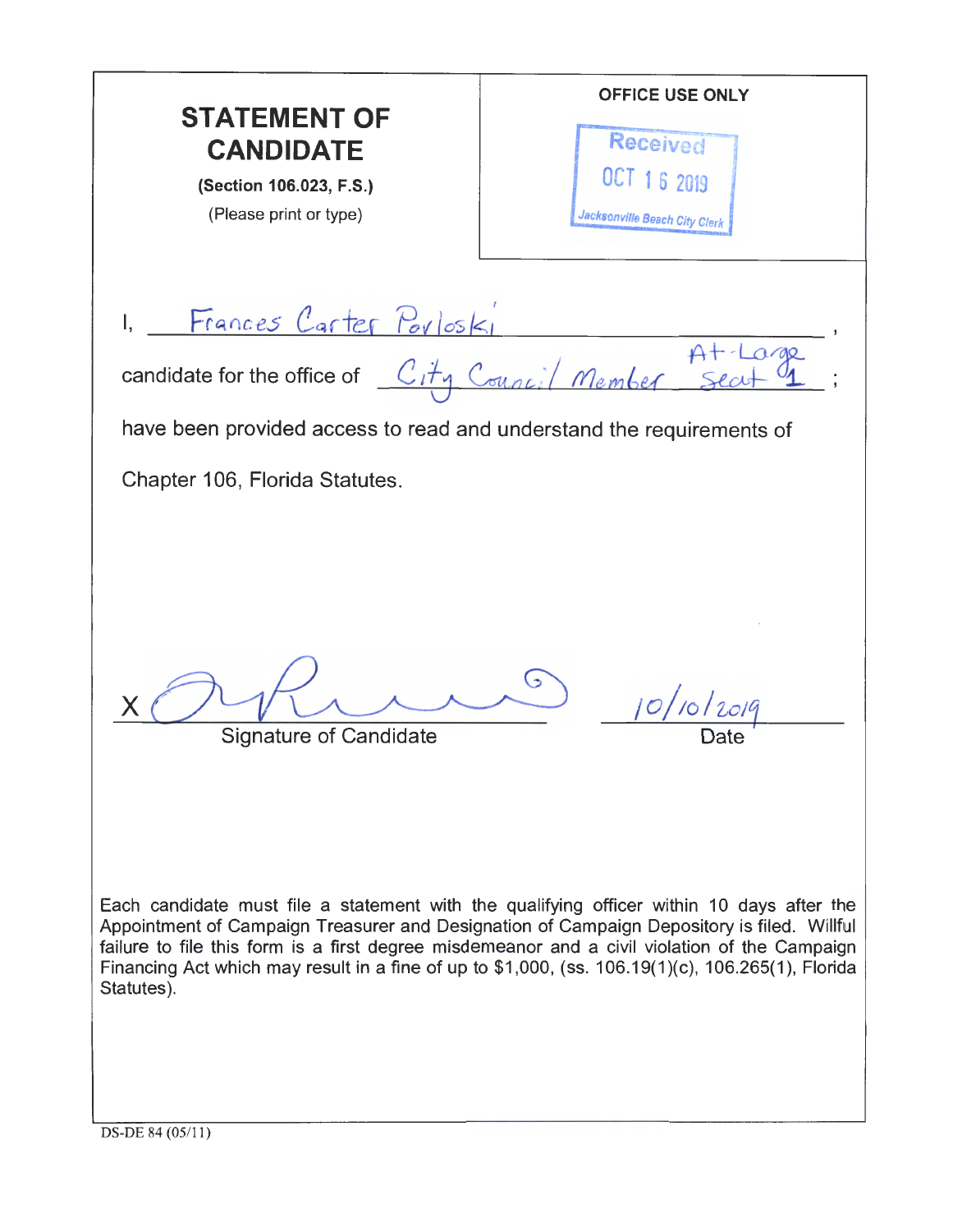# STATEMENT OF CANDIDATE

**(Section 106.023, F.S.)**

(Please print or type)

OFFICE USE ONLY

Received
OCT 16 2019
Jacksonville Beach City Clerk

I, Frances Carter Povloski,

candidate for the office of City Council Member At-Large Seat 1;

have been provided access to read and understand the requirements of Chapter 106, Florida Statutes.

X _______________ 
Signature of Candidate

10/10/2019
Date

Each candidate must file a statement with the qualifying officer within 10 days after the Appointment of Campaign Treasurer and Designation of Campaign Depository is filed. Willful failure to file this form is a first degree misdemeanor and a civil violation of the Campaign Financing Act which may result in a fine of up to $1,000, (ss. 106.19(1)(c), 106.265(1), Florida Statutes).

DS-DE 84 (05/11)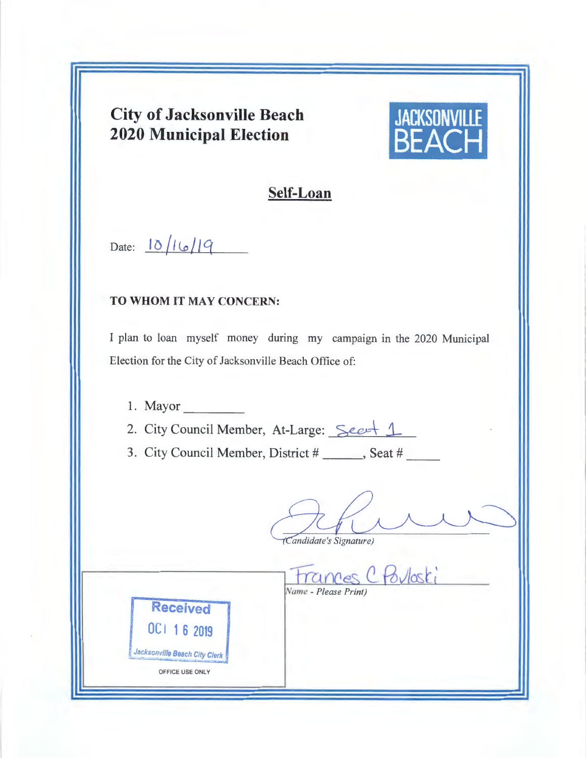# City of Jacksonville Beach
# 2020 Municipal Election

JACKSONVILLE BEACH

## Self-Loan

Date: 10/16/19

**TO WHOM IT MAY CONCERN:**

I plan to loan myself money during my campaign in the 2020 Municipal Election for the City of Jacksonville Beach Office of:

1. Mayor ________
2. City Council Member, At-Large: Seat 1
3. City Council Member, District # ______, Seat # _____

_(Candidate's Signature)_

Frances C Povloski
_(Name - Please Print)_

Received
OCT 16 2019
Jacksonville Beach City Clerk

OFFICE USE ONLY